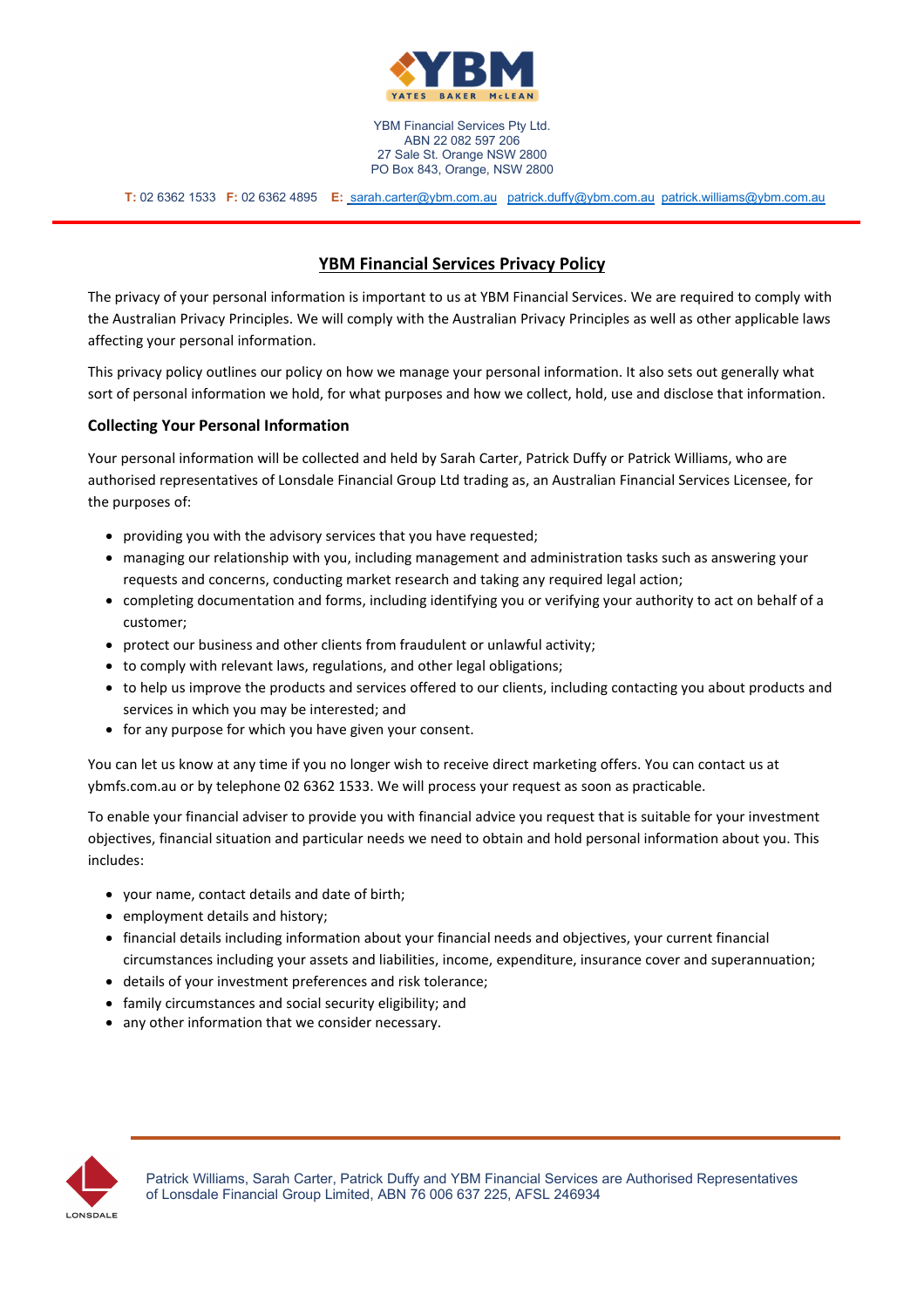YBM Financial Services Pty Ltd.
ABN 22 082 597 206
27 Sale St. Orange NSW 2800
PO Box 843, Orange, NSW 2800

**T:** 02 6362 1533 **F:** 02 6362 4895 **E:** sarah.carter@ybm.com.au patrick.duffy@ybm.com.au patrick.williams@ybm.com.au

# YBM Financial Services Privacy Policy

The privacy of your personal information is important to us at YBM Financial Services. We are required to comply with the Australian Privacy Principles. We will comply with the Australian Privacy Principles as well as other applicable laws affecting your personal information.

This privacy policy outlines our policy on how we manage your personal information. It also sets out generally what sort of personal information we hold, for what purposes and how we collect, hold, use and disclose that information.

## Collecting Your Personal Information

Your personal information will be collected and held by Sarah Carter, Patrick Duffy or Patrick Williams, who are authorised representatives of Lonsdale Financial Group Ltd trading as, an Australian Financial Services Licensee, for the purposes of:

- providing you with the advisory services that you have requested;
- managing our relationship with you, including management and administration tasks such as answering your requests and concerns, conducting market research and taking any required legal action;
- completing documentation and forms, including identifying you or verifying your authority to act on behalf of a customer;
- protect our business and other clients from fraudulent or unlawful activity;
- to comply with relevant laws, regulations, and other legal obligations;
- to help us improve the products and services offered to our clients, including contacting you about products and services in which you may be interested; and
- for any purpose for which you have given your consent.

You can let us know at any time if you no longer wish to receive direct marketing offers. You can contact us at ybmfs.com.au or by telephone 02 6362 1533. We will process your request as soon as practicable.

To enable your financial adviser to provide you with financial advice you request that is suitable for your investment objectives, financial situation and particular needs we need to obtain and hold personal information about you. This includes:

- your name, contact details and date of birth;
- employment details and history;
- financial details including information about your financial needs and objectives, your current financial circumstances including your assets and liabilities, income, expenditure, insurance cover and superannuation;
- details of your investment preferences and risk tolerance;
- family circumstances and social security eligibility; and
- any other information that we consider necessary.

Patrick Williams, Sarah Carter, Patrick Duffy and YBM Financial Services are Authorised Representatives of Lonsdale Financial Group Limited, ABN 76 006 637 225, AFSL 246934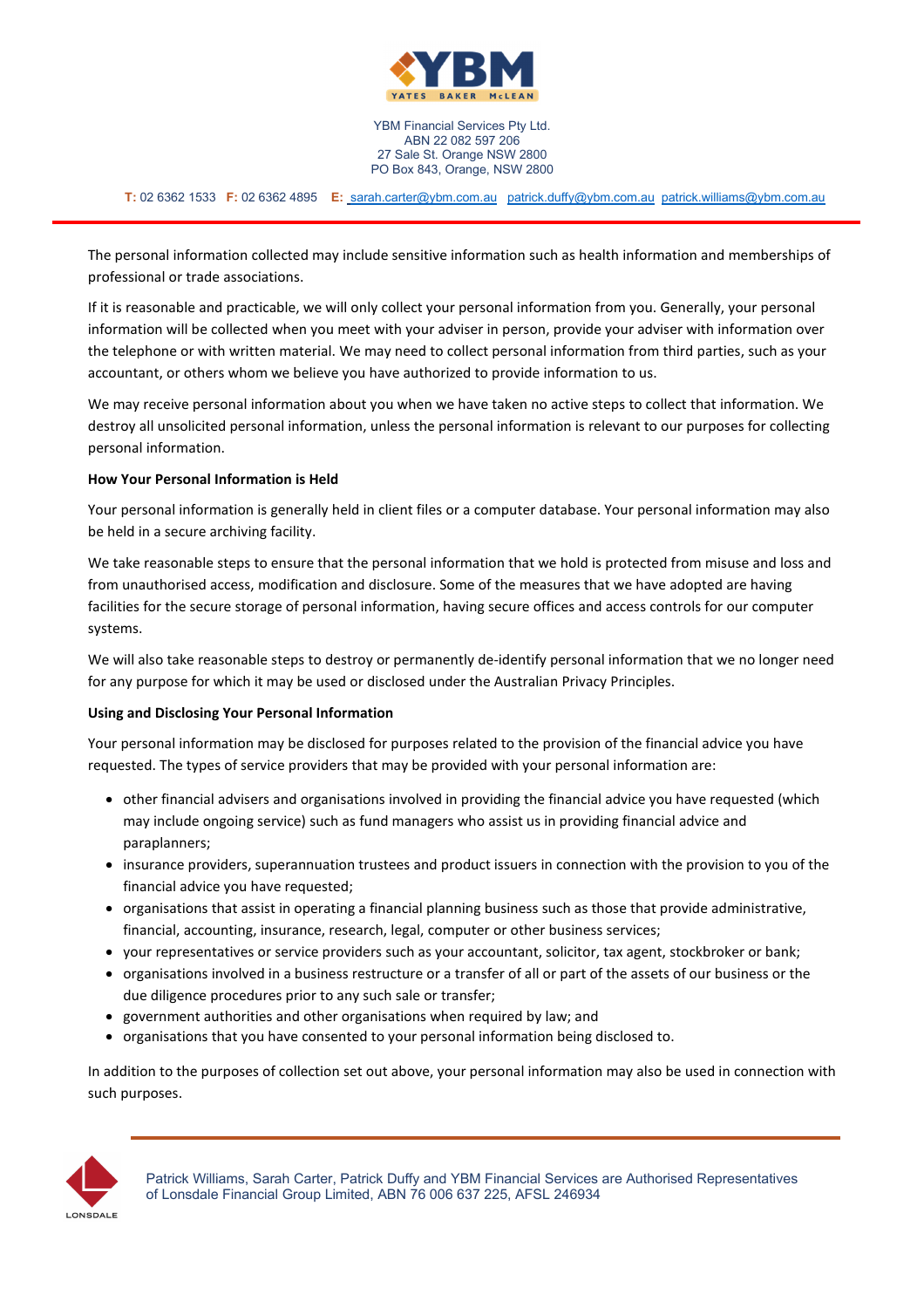The personal information collected may include sensitive information such as health information and memberships of professional or trade associations.

If it is reasonable and practicable, we will only collect your personal information from you. Generally, your personal information will be collected when you meet with your adviser in person, provide your adviser with information over the telephone or with written material. We may need to collect personal information from third parties, such as your accountant, or others whom we believe you have authorized to provide information to us.

We may receive personal information about you when we have taken no active steps to collect that information. We destroy all unsolicited personal information, unless the personal information is relevant to our purposes for collecting personal information.

**How Your Personal Information is Held**

Your personal information is generally held in client files or a computer database. Your personal information may also be held in a secure archiving facility.

We take reasonable steps to ensure that the personal information that we hold is protected from misuse and loss and from unauthorised access, modification and disclosure. Some of the measures that we have adopted are having facilities for the secure storage of personal information, having secure offices and access controls for our computer systems.

We will also take reasonable steps to destroy or permanently de-identify personal information that we no longer need for any purpose for which it may be used or disclosed under the Australian Privacy Principles.

**Using and Disclosing Your Personal Information**

Your personal information may be disclosed for purposes related to the provision of the financial advice you have requested. The types of service providers that may be provided with your personal information are:

- other financial advisers and organisations involved in providing the financial advice you have requested (which may include ongoing service) such as fund managers who assist us in providing financial advice and paraplanners;
- insurance providers, superannuation trustees and product issuers in connection with the provision to you of the financial advice you have requested;
- organisations that assist in operating a financial planning business such as those that provide administrative, financial, accounting, insurance, research, legal, computer or other business services;
- your representatives or service providers such as your accountant, solicitor, tax agent, stockbroker or bank;
- organisations involved in a business restructure or a transfer of all or part of the assets of our business or the due diligence procedures prior to any such sale or transfer;
- government authorities and other organisations when required by law; and
- organisations that you have consented to your personal information being disclosed to.

In addition to the purposes of collection set out above, your personal information may also be used in connection with such purposes.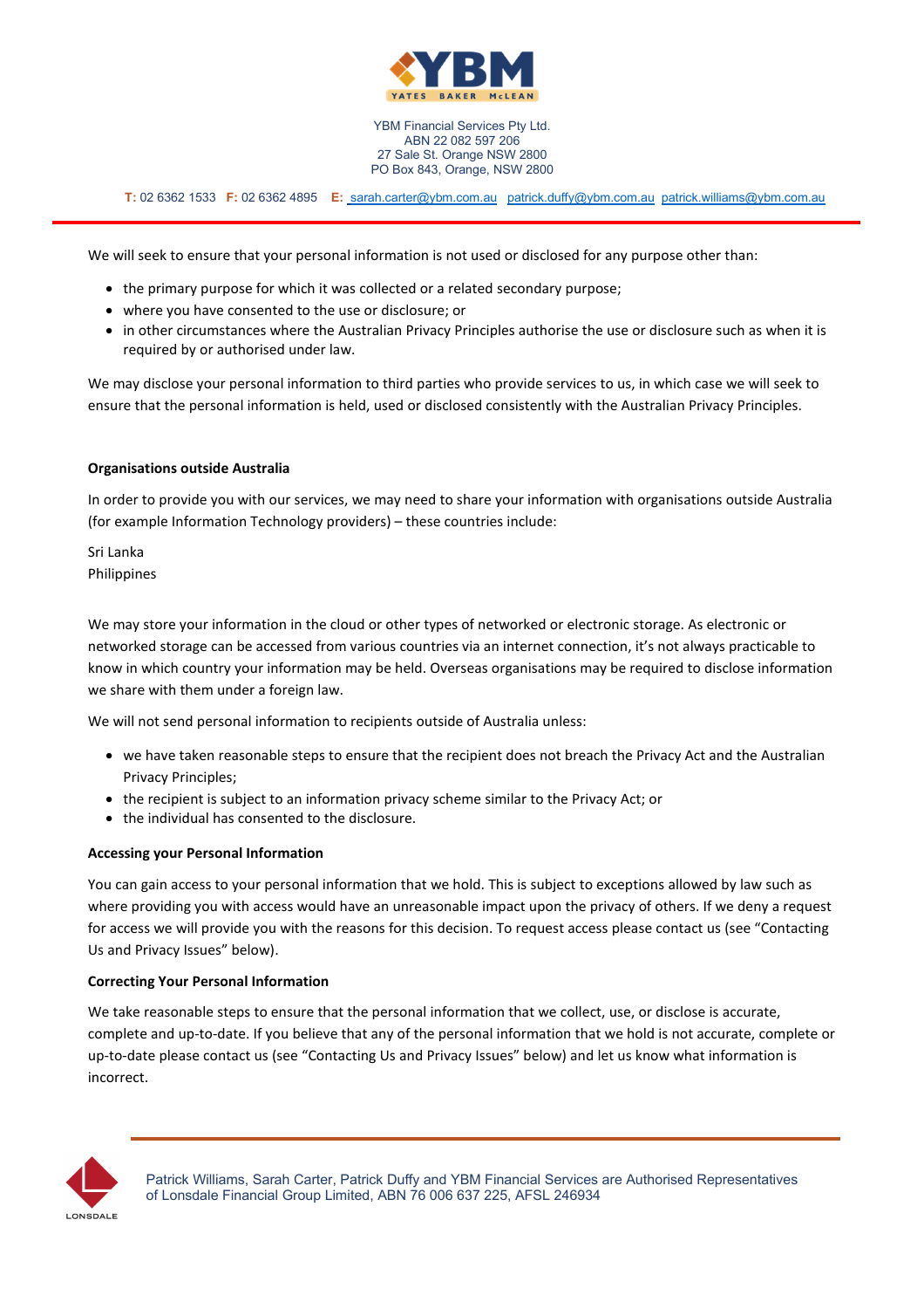We will seek to ensure that your personal information is not used or disclosed for any purpose other than:

- the primary purpose for which it was collected or a related secondary purpose;
- where you have consented to the use or disclosure; or
- in other circumstances where the Australian Privacy Principles authorise the use or disclosure such as when it is required by or authorised under law.

We may disclose your personal information to third parties who provide services to us, in which case we will seek to ensure that the personal information is held, used or disclosed consistently with the Australian Privacy Principles.

**Organisations outside Australia**

In order to provide you with our services, we may need to share your information with organisations outside Australia (for example Information Technology providers) – these countries include:

Sri Lanka
Philippines

We may store your information in the cloud or other types of networked or electronic storage. As electronic or networked storage can be accessed from various countries via an internet connection, it's not always practicable to know in which country your information may be held. Overseas organisations may be required to disclose information we share with them under a foreign law.

We will not send personal information to recipients outside of Australia unless:

- we have taken reasonable steps to ensure that the recipient does not breach the Privacy Act and the Australian Privacy Principles;
- the recipient is subject to an information privacy scheme similar to the Privacy Act; or
- the individual has consented to the disclosure.

**Accessing your Personal Information**

You can gain access to your personal information that we hold. This is subject to exceptions allowed by law such as where providing you with access would have an unreasonable impact upon the privacy of others. If we deny a request for access we will provide you with the reasons for this decision. To request access please contact us (see "Contacting Us and Privacy Issues" below).

**Correcting Your Personal Information**

We take reasonable steps to ensure that the personal information that we collect, use, or disclose is accurate, complete and up-to-date. If you believe that any of the personal information that we hold is not accurate, complete or up-to-date please contact us (see "Contacting Us and Privacy Issues" below) and let us know what information is incorrect.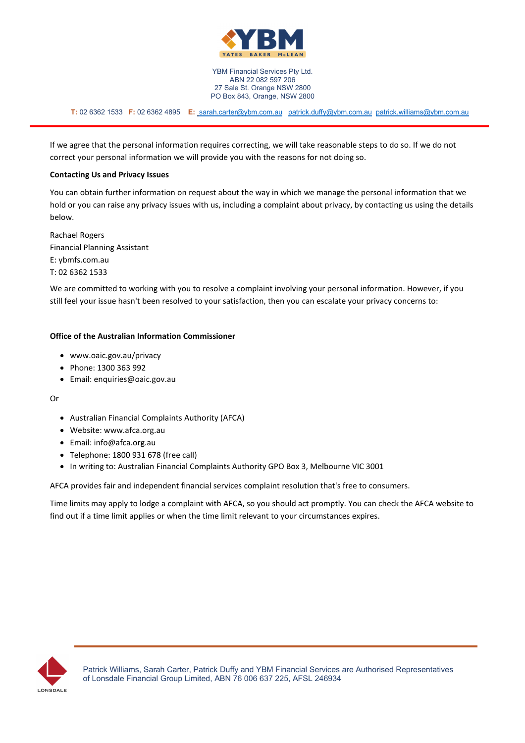If we agree that the personal information requires correcting, we will take reasonable steps to do so. If we do not correct your personal information we will provide you with the reasons for not doing so.

**Contacting Us and Privacy Issues**

You can obtain further information on request about the way in which we manage the personal information that we hold or you can raise any privacy issues with us, including a complaint about privacy, by contacting us using the details below.

Rachael Rogers
Financial Planning Assistant
E: ybmfs.com.au
T: 02 6362 1533

We are committed to working with you to resolve a complaint involving your personal information. However, if you still feel your issue hasn't been resolved to your satisfaction, then you can escalate your privacy concerns to:

**Office of the Australian Information Commissioner**

- www.oaic.gov.au/privacy
- Phone: 1300 363 992
- Email: enquiries@oaic.gov.au

Or

- Australian Financial Complaints Authority (AFCA)
- Website: www.afca.org.au
- Email: info@afca.org.au
- Telephone: 1800 931 678 (free call)
- In writing to: Australian Financial Complaints Authority GPO Box 3, Melbourne VIC 3001

AFCA provides fair and independent financial services complaint resolution that's free to consumers.

Time limits may apply to lodge a complaint with AFCA, so you should act promptly. You can check the AFCA website to find out if a time limit applies or when the time limit relevant to your circumstances expires.